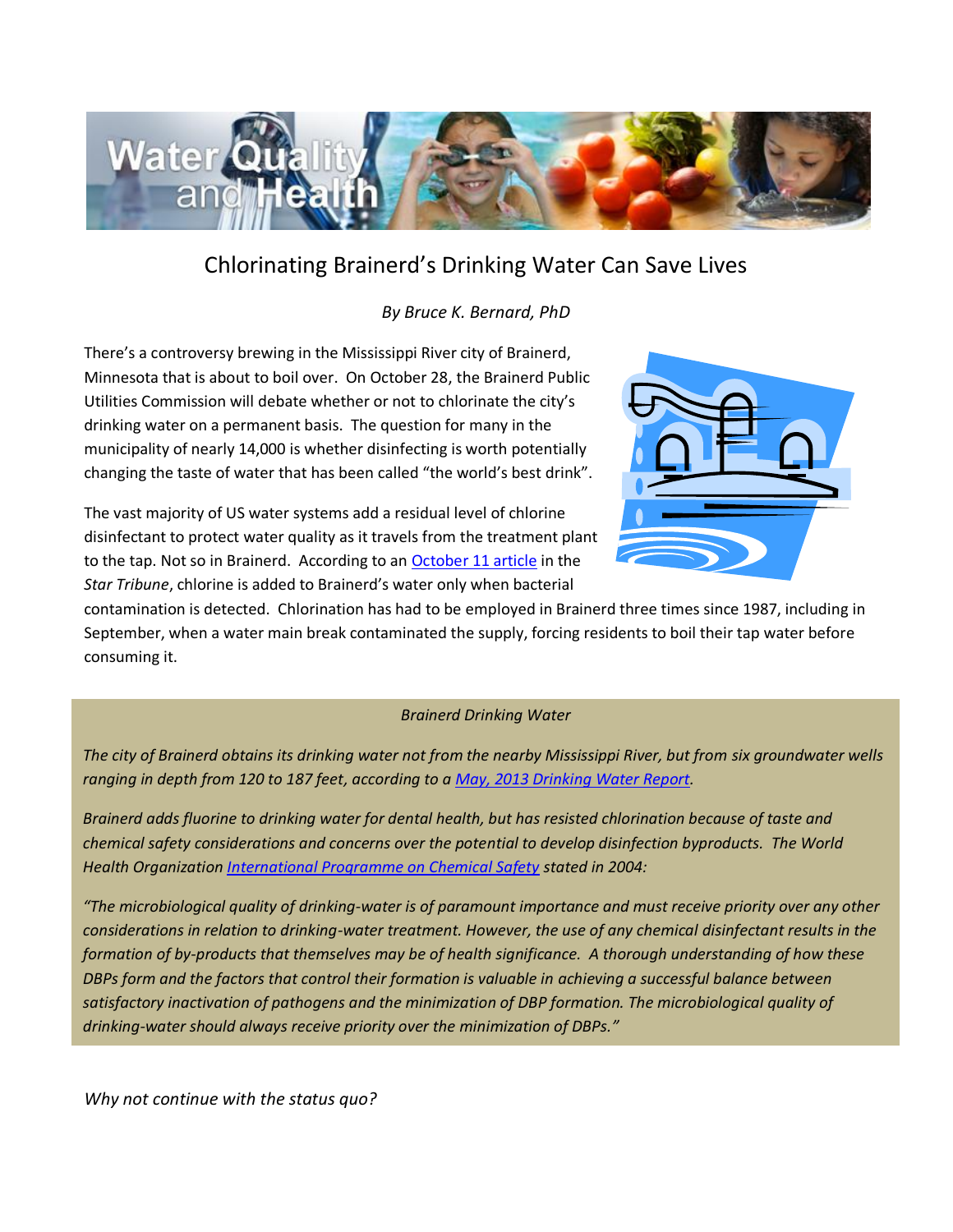# Chlorinating Brainerd's Drinking Water Can Save Lives

*By Bruce K. Bernard, PhD*

There's a controversy brewing in the Mississippi River city of Brainerd, Minnesota that is about to boil over. On October 28, the Brainerd Public Utilities Commission will debate whether or not to chlorinate the city's drinking water on a permanent basis. The question for many in the municipality of nearly 14,000 is whether disinfecting is worth potentially changing the taste of water that has been called "the world's best drink".

The vast majority of US water systems add a residual level of chlorine disinfectant to protect water quality as it travels from the treatment plant to the tap. Not so in Brainerd. According to an October 11 article in the *Star Tribune*, chlorine is added to Brainerd's water only when bacterial contamination is detected. Chlorination has had to be employed in Brainerd three times since 1987, including in September, when a water main break contaminated the supply, forcing residents to boil their tap water before consuming it.

> *Brainerd Drinking Water*
>
> *The city of Brainerd obtains its drinking water not from the nearby Mississippi River, but from six groundwater wells ranging in depth from 120 to 187 feet, according to a May, 2013 Drinking Water Report.*
>
> *Brainerd adds fluorine to drinking water for dental health, but has resisted chlorination because of taste and chemical safety considerations and concerns over the potential to develop disinfection byproducts. The World Health Organization International Programme on Chemical Safety stated in 2004:*
>
> *"The microbiological quality of drinking-water is of paramount importance and must receive priority over any other considerations in relation to drinking-water treatment. However, the use of any chemical disinfectant results in the formation of by-products that themselves may be of health significance. A thorough understanding of how these DBPs form and the factors that control their formation is valuable in achieving a successful balance between satisfactory inactivation of pathogens and the minimization of DBP formation. The microbiological quality of drinking-water should always receive priority over the minimization of DBPs."*

*Why not continue with the status quo?*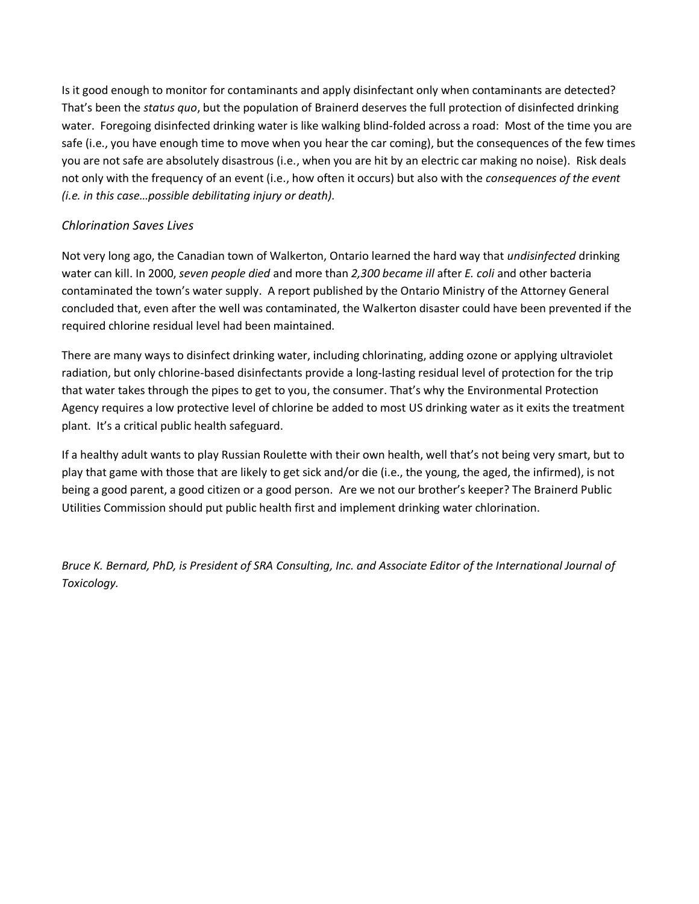Is it good enough to monitor for contaminants and apply disinfectant only when contaminants are detected? That's been the *status quo*, but the population of Brainerd deserves the full protection of disinfected drinking water. Foregoing disinfected drinking water is like walking blind-folded across a road: Most of the time you are safe (i.e., you have enough time to move when you hear the car coming), but the consequences of the few times you are not safe are absolutely disastrous (i.e., when you are hit by an electric car making no noise). Risk deals not only with the frequency of an event (i.e., how often it occurs) but also with the *consequences of the event (i.e. in this case…possible debilitating injury or death)*.

### *Chlorination Saves Lives*

Not very long ago, the Canadian town of Walkerton, Ontario learned the hard way that *undisinfected* drinking water can kill. In 2000, *seven people died* and more than *2,300 became ill* after *E. coli* and other bacteria contaminated the town's water supply. A report published by the Ontario Ministry of the Attorney General concluded that, even after the well was contaminated, the Walkerton disaster could have been prevented if the required chlorine residual level had been maintained.

There are many ways to disinfect drinking water, including chlorinating, adding ozone or applying ultraviolet radiation, but only chlorine-based disinfectants provide a long-lasting residual level of protection for the trip that water takes through the pipes to get to you, the consumer. That's why the Environmental Protection Agency requires a low protective level of chlorine be added to most US drinking water as it exits the treatment plant. It's a critical public health safeguard.

If a healthy adult wants to play Russian Roulette with their own health, well that's not being very smart, but to play that game with those that are likely to get sick and/or die (i.e., the young, the aged, the infirmed), is not being a good parent, a good citizen or a good person. Are we not our brother's keeper? The Brainerd Public Utilities Commission should put public health first and implement drinking water chlorination.

*Bruce K. Bernard, PhD, is President of SRA Consulting, Inc. and Associate Editor of the International Journal of Toxicology.*